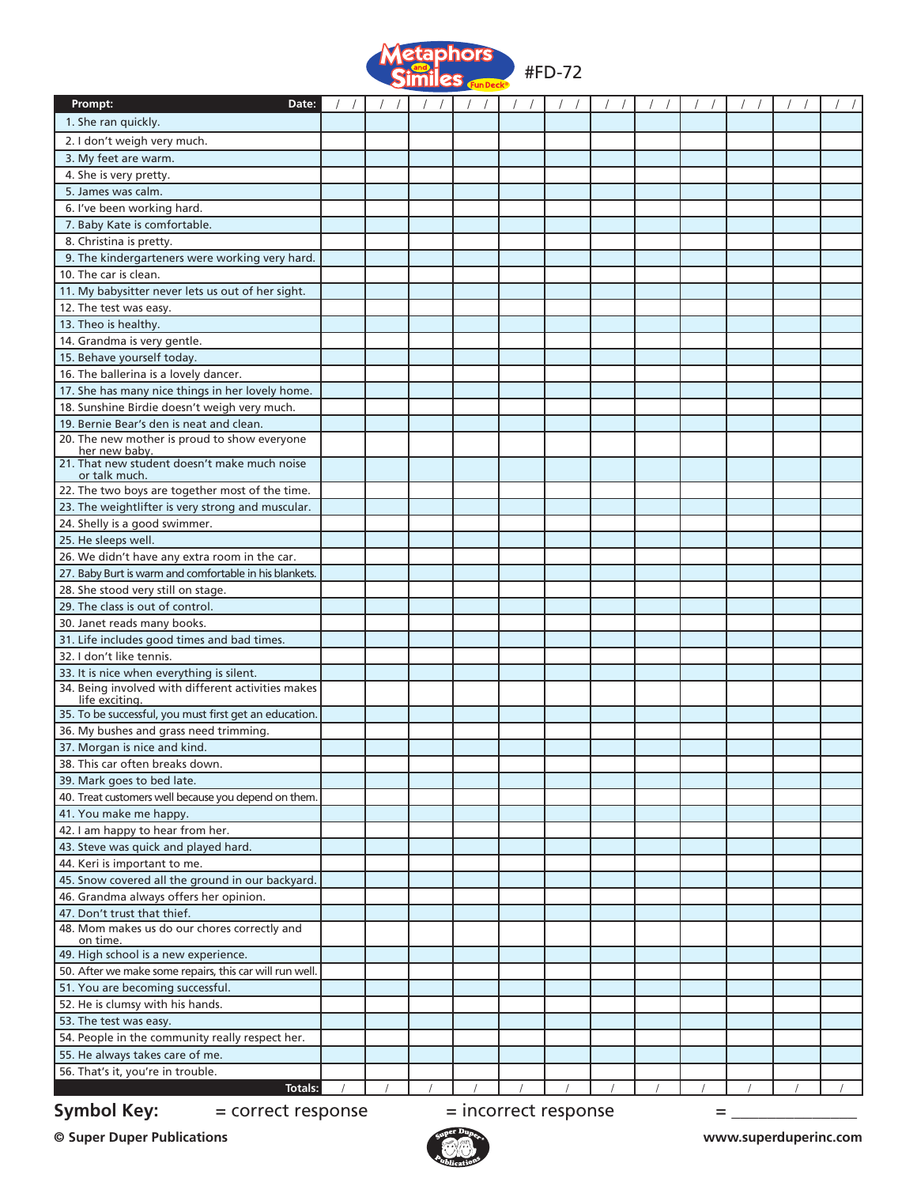# Metaphors and Similes Fun Deck® #FD-72

| Prompt: Date: | / / | / / | / / | / / | / / | / / | / / | / / | / / | / / | / / | / / |
|---|---|---|---|---|---|---|---|---|---|---|---|---|
| 1. She ran quickly. | | | | | | | | | | | | |
| 2. I don't weigh very much. | | | | | | | | | | | | |
| 3. My feet are warm. | | | | | | | | | | | | |
| 4. She is very pretty. | | | | | | | | | | | | |
| 5. James was calm. | | | | | | | | | | | | |
| 6. I've been working hard. | | | | | | | | | | | | |
| 7. Baby Kate is comfortable. | | | | | | | | | | | | |
| 8. Christina is pretty. | | | | | | | | | | | | |
| 9. The kindergarteners were working very hard. | | | | | | | | | | | | |
| 10. The car is clean. | | | | | | | | | | | | |
| 11. My babysitter never lets us out of her sight. | | | | | | | | | | | | |
| 12. The test was easy. | | | | | | | | | | | | |
| 13. Theo is healthy. | | | | | | | | | | | | |
| 14. Grandma is very gentle. | | | | | | | | | | | | |
| 15. Behave yourself today. | | | | | | | | | | | | |
| 16. The ballerina is a lovely dancer. | | | | | | | | | | | | |
| 17. She has many nice things in her lovely home. | | | | | | | | | | | | |
| 18. Sunshine Birdie doesn't weigh very much. | | | | | | | | | | | | |
| 19. Bernie Bear's den is neat and clean. | | | | | | | | | | | | |
| 20. The new mother is proud to show everyone her new baby. | | | | | | | | | | | | |
| 21. That new student doesn't make much noise or talk much. | | | | | | | | | | | | |
| 22. The two boys are together most of the time. | | | | | | | | | | | | |
| 23. The weightlifter is very strong and muscular. | | | | | | | | | | | | |
| 24. Shelly is a good swimmer. | | | | | | | | | | | | |
| 25. He sleeps well. | | | | | | | | | | | | |
| 26. We didn't have any extra room in the car. | | | | | | | | | | | | |
| 27. Baby Burt is warm and comfortable in his blankets. | | | | | | | | | | | | |
| 28. She stood very still on stage. | | | | | | | | | | | | |
| 29. The class is out of control. | | | | | | | | | | | | |
| 30. Janet reads many books. | | | | | | | | | | | | |
| 31. Life includes good times and bad times. | | | | | | | | | | | | |
| 32. I don't like tennis. | | | | | | | | | | | | |
| 33. It is nice when everything is silent. | | | | | | | | | | | | |
| 34. Being involved with different activities makes life exciting. | | | | | | | | | | | | |
| 35. To be successful, you must first get an education. | | | | | | | | | | | | |
| 36. My bushes and grass need trimming. | | | | | | | | | | | | |
| 37. Morgan is nice and kind. | | | | | | | | | | | | |
| 38. This car often breaks down. | | | | | | | | | | | | |
| 39. Mark goes to bed late. | | | | | | | | | | | | |
| 40. Treat customers well because you depend on them. | | | | | | | | | | | | |
| 41. You make me happy. | | | | | | | | | | | | |
| 42. I am happy to hear from her. | | | | | | | | | | | | |
| 43. Steve was quick and played hard. | | | | | | | | | | | | |
| 44. Keri is important to me. | | | | | | | | | | | | |
| 45. Snow covered all the ground in our backyard. | | | | | | | | | | | | |
| 46. Grandma always offers her opinion. | | | | | | | | | | | | |
| 47. Don't trust that thief. | | | | | | | | | | | | |
| 48. Mom makes us do our chores correctly and on time. | | | | | | | | | | | | |
| 49. High school is a new experience. | | | | | | | | | | | | |
| 50. After we make some repairs, this car will run well. | | | | | | | | | | | | |
| 51. You are becoming successful. | | | | | | | | | | | | |
| 52. He is clumsy with his hands. | | | | | | | | | | | | |
| 53. The test was easy. | | | | | | | | | | | | |
| 54. People in the community really respect her. | | | | | | | | | | | | |
| 55. He always takes care of me. | | | | | | | | | | | | |
| 56. That's it, you're in trouble. | | | | | | | | | | | | |
| Totals: | / | / | / | / | / | / | / | / | / | / | / | / |

**Symbol Key:** = correct response = incorrect response = _______________

**© Super Duper Publications** www.superduperinc.com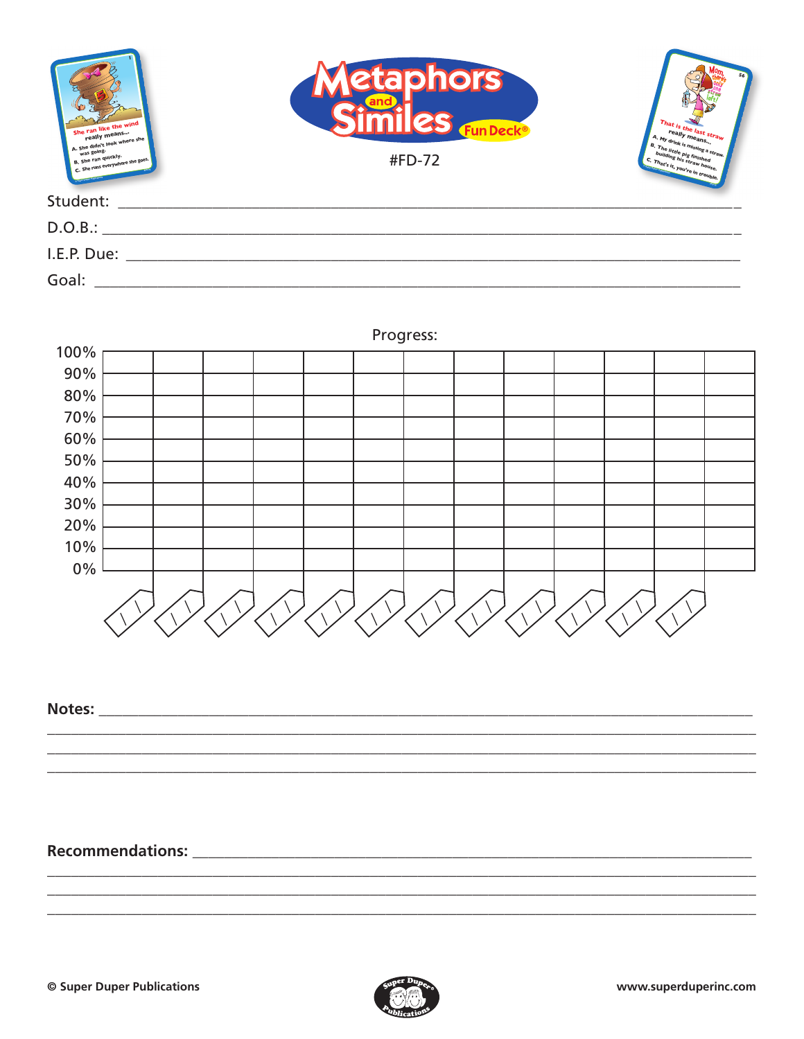# Metaphors and Similes Fun Deck®

#FD-72

Student: ___________________________________________

D.O.B.: ___________________________________________

I.E.P. Due: ___________________________________________

Goal: ___________________________________________

Progress:

100%
90%
80%
70%
60%
50%
40%
30%
20%
10%
0%

**Notes:** ___________________________________________

___________________________________________

___________________________________________

___________________________________________

**Recommendations:** ___________________________________________

___________________________________________

___________________________________________

___________________________________________

© Super Duper Publications

www.superduperinc.com